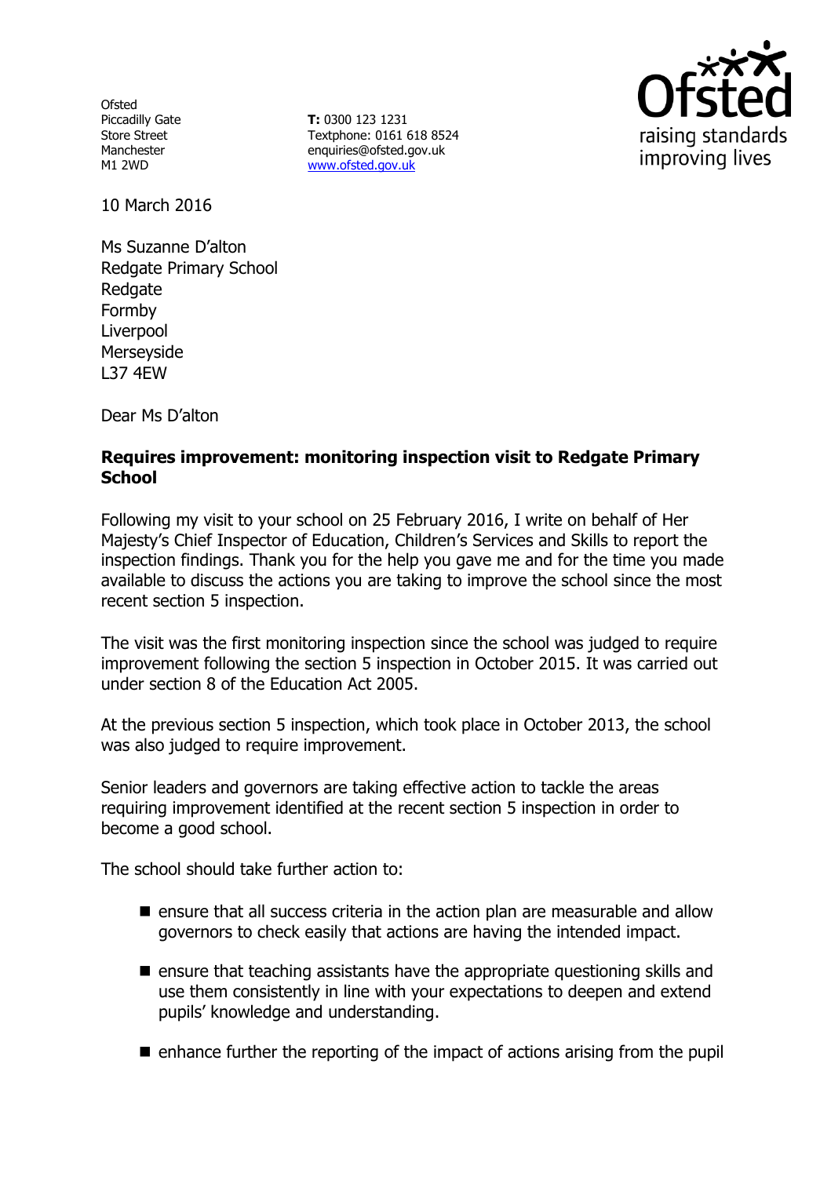Ofsted
Piccadilly Gate
Store Street
Manchester
M1 2WD

**T:** 0300 123 1231
Textphone: 0161 618 8524
enquiries@ofsted.gov.uk
[www.ofsted.gov.uk](http://www.ofsted.gov.uk)

10 March 2016

Ms Suzanne D'alton
Redgate Primary School
Redgate
Formby
Liverpool
Merseyside
L37 4EW

Dear Ms D'alton

**Requires improvement: monitoring inspection visit to Redgate Primary School**

Following my visit to your school on 25 February 2016, I write on behalf of Her Majesty's Chief Inspector of Education, Children's Services and Skills to report the inspection findings. Thank you for the help you gave me and for the time you made available to discuss the actions you are taking to improve the school since the most recent section 5 inspection.

The visit was the first monitoring inspection since the school was judged to require improvement following the section 5 inspection in October 2015. It was carried out under section 8 of the Education Act 2005.

At the previous section 5 inspection, which took place in October 2013, the school was also judged to require improvement.

Senior leaders and governors are taking effective action to tackle the areas requiring improvement identified at the recent section 5 inspection in order to become a good school.

The school should take further action to:

- ensure that all success criteria in the action plan are measurable and allow governors to check easily that actions are having the intended impact.
- ensure that teaching assistants have the appropriate questioning skills and use them consistently in line with your expectations to deepen and extend pupils' knowledge and understanding.
- enhance further the reporting of the impact of actions arising from the pupil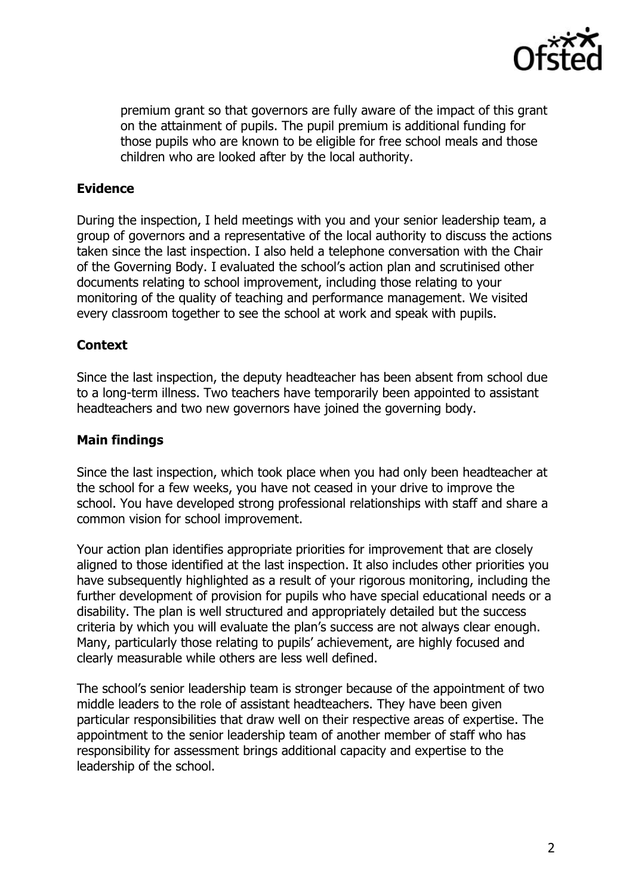premium grant so that governors are fully aware of the impact of this grant on the attainment of pupils. The pupil premium is additional funding for those pupils who are known to be eligible for free school meals and those children who are looked after by the local authority.

### Evidence

During the inspection, I held meetings with you and your senior leadership team, a group of governors and a representative of the local authority to discuss the actions taken since the last inspection. I also held a telephone conversation with the Chair of the Governing Body. I evaluated the school's action plan and scrutinised other documents relating to school improvement, including those relating to your monitoring of the quality of teaching and performance management. We visited every classroom together to see the school at work and speak with pupils.

### Context

Since the last inspection, the deputy headteacher has been absent from school due to a long-term illness. Two teachers have temporarily been appointed to assistant headteachers and two new governors have joined the governing body.

### Main findings

Since the last inspection, which took place when you had only been headteacher at the school for a few weeks, you have not ceased in your drive to improve the school. You have developed strong professional relationships with staff and share a common vision for school improvement.

Your action plan identifies appropriate priorities for improvement that are closely aligned to those identified at the last inspection. It also includes other priorities you have subsequently highlighted as a result of your rigorous monitoring, including the further development of provision for pupils who have special educational needs or a disability. The plan is well structured and appropriately detailed but the success criteria by which you will evaluate the plan's success are not always clear enough. Many, particularly those relating to pupils' achievement, are highly focused and clearly measurable while others are less well defined.

The school's senior leadership team is stronger because of the appointment of two middle leaders to the role of assistant headteachers. They have been given particular responsibilities that draw well on their respective areas of expertise. The appointment to the senior leadership team of another member of staff who has responsibility for assessment brings additional capacity and expertise to the leadership of the school.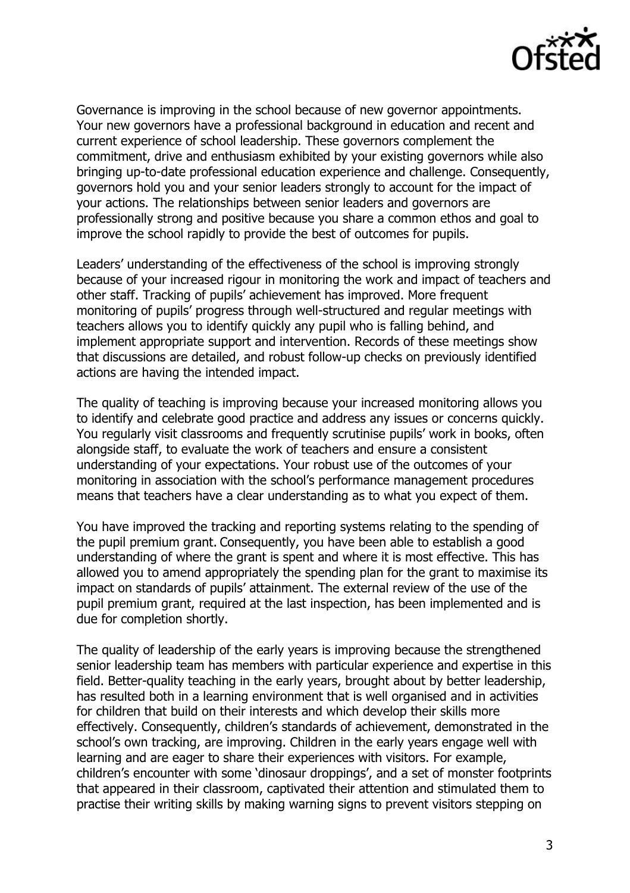Governance is improving in the school because of new governor appointments. Your new governors have a professional background in education and recent and current experience of school leadership. These governors complement the commitment, drive and enthusiasm exhibited by your existing governors while also bringing up-to-date professional education experience and challenge. Consequently, governors hold you and your senior leaders strongly to account for the impact of your actions. The relationships between senior leaders and governors are professionally strong and positive because you share a common ethos and goal to improve the school rapidly to provide the best of outcomes for pupils.

Leaders' understanding of the effectiveness of the school is improving strongly because of your increased rigour in monitoring the work and impact of teachers and other staff. Tracking of pupils' achievement has improved. More frequent monitoring of pupils' progress through well-structured and regular meetings with teachers allows you to identify quickly any pupil who is falling behind, and implement appropriate support and intervention. Records of these meetings show that discussions are detailed, and robust follow-up checks on previously identified actions are having the intended impact.

The quality of teaching is improving because your increased monitoring allows you to identify and celebrate good practice and address any issues or concerns quickly. You regularly visit classrooms and frequently scrutinise pupils' work in books, often alongside staff, to evaluate the work of teachers and ensure a consistent understanding of your expectations. Your robust use of the outcomes of your monitoring in association with the school's performance management procedures means that teachers have a clear understanding as to what you expect of them.

You have improved the tracking and reporting systems relating to the spending of the pupil premium grant. Consequently, you have been able to establish a good understanding of where the grant is spent and where it is most effective. This has allowed you to amend appropriately the spending plan for the grant to maximise its impact on standards of pupils' attainment. The external review of the use of the pupil premium grant, required at the last inspection, has been implemented and is due for completion shortly.

The quality of leadership of the early years is improving because the strengthened senior leadership team has members with particular experience and expertise in this field. Better-quality teaching in the early years, brought about by better leadership, has resulted both in a learning environment that is well organised and in activities for children that build on their interests and which develop their skills more effectively. Consequently, children's standards of achievement, demonstrated in the school's own tracking, are improving. Children in the early years engage well with learning and are eager to share their experiences with visitors. For example, children's encounter with some 'dinosaur droppings', and a set of monster footprints that appeared in their classroom, captivated their attention and stimulated them to practise their writing skills by making warning signs to prevent visitors stepping on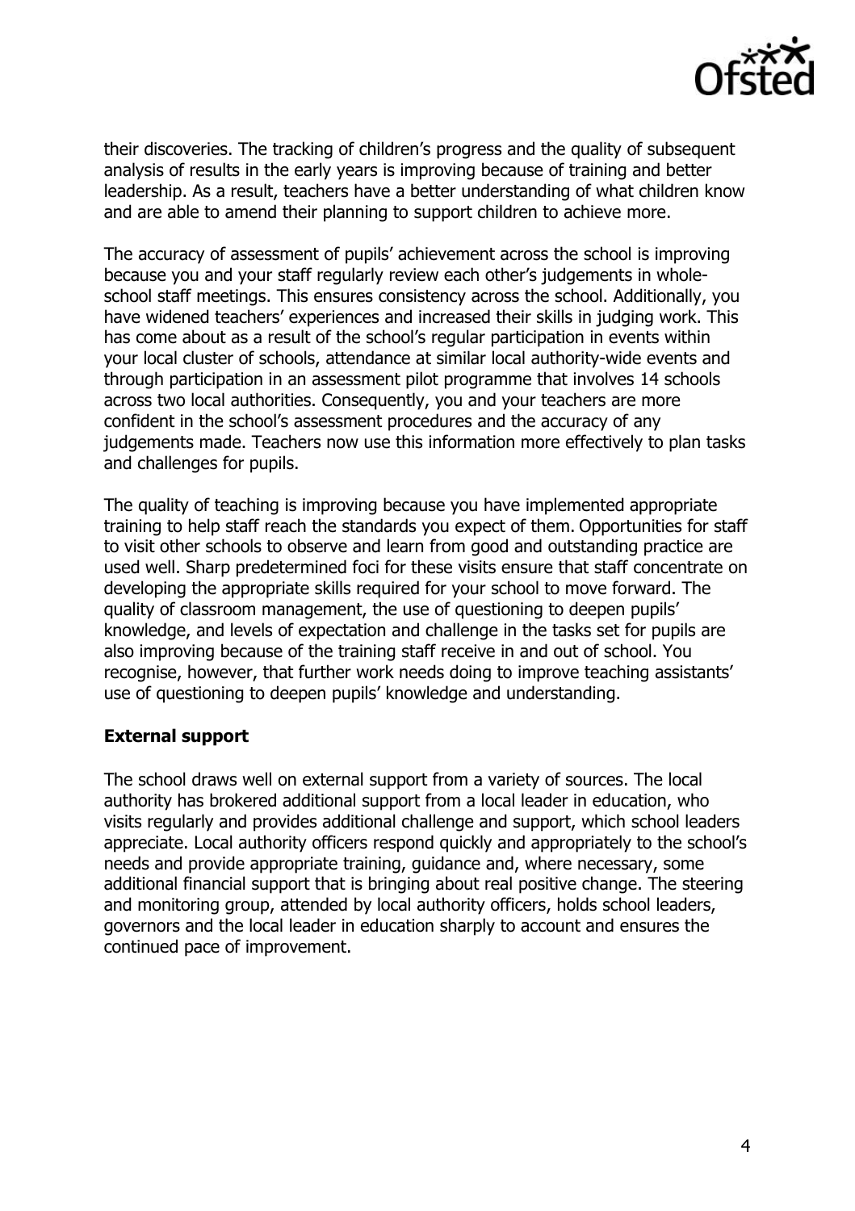their discoveries. The tracking of children's progress and the quality of subsequent analysis of results in the early years is improving because of training and better leadership. As a result, teachers have a better understanding of what children know and are able to amend their planning to support children to achieve more.

The accuracy of assessment of pupils' achievement across the school is improving because you and your staff regularly review each other's judgements in whole-school staff meetings. This ensures consistency across the school. Additionally, you have widened teachers' experiences and increased their skills in judging work. This has come about as a result of the school's regular participation in events within your local cluster of schools, attendance at similar local authority-wide events and through participation in an assessment pilot programme that involves 14 schools across two local authorities. Consequently, you and your teachers are more confident in the school's assessment procedures and the accuracy of any judgements made. Teachers now use this information more effectively to plan tasks and challenges for pupils.

The quality of teaching is improving because you have implemented appropriate training to help staff reach the standards you expect of them. Opportunities for staff to visit other schools to observe and learn from good and outstanding practice are used well. Sharp predetermined foci for these visits ensure that staff concentrate on developing the appropriate skills required for your school to move forward. The quality of classroom management, the use of questioning to deepen pupils' knowledge, and levels of expectation and challenge in the tasks set for pupils are also improving because of the training staff receive in and out of school. You recognise, however, that further work needs doing to improve teaching assistants' use of questioning to deepen pupils' knowledge and understanding.

**External support**

The school draws well on external support from a variety of sources. The local authority has brokered additional support from a local leader in education, who visits regularly and provides additional challenge and support, which school leaders appreciate. Local authority officers respond quickly and appropriately to the school's needs and provide appropriate training, guidance and, where necessary, some additional financial support that is bringing about real positive change. The steering and monitoring group, attended by local authority officers, holds school leaders, governors and the local leader in education sharply to account and ensures the continued pace of improvement.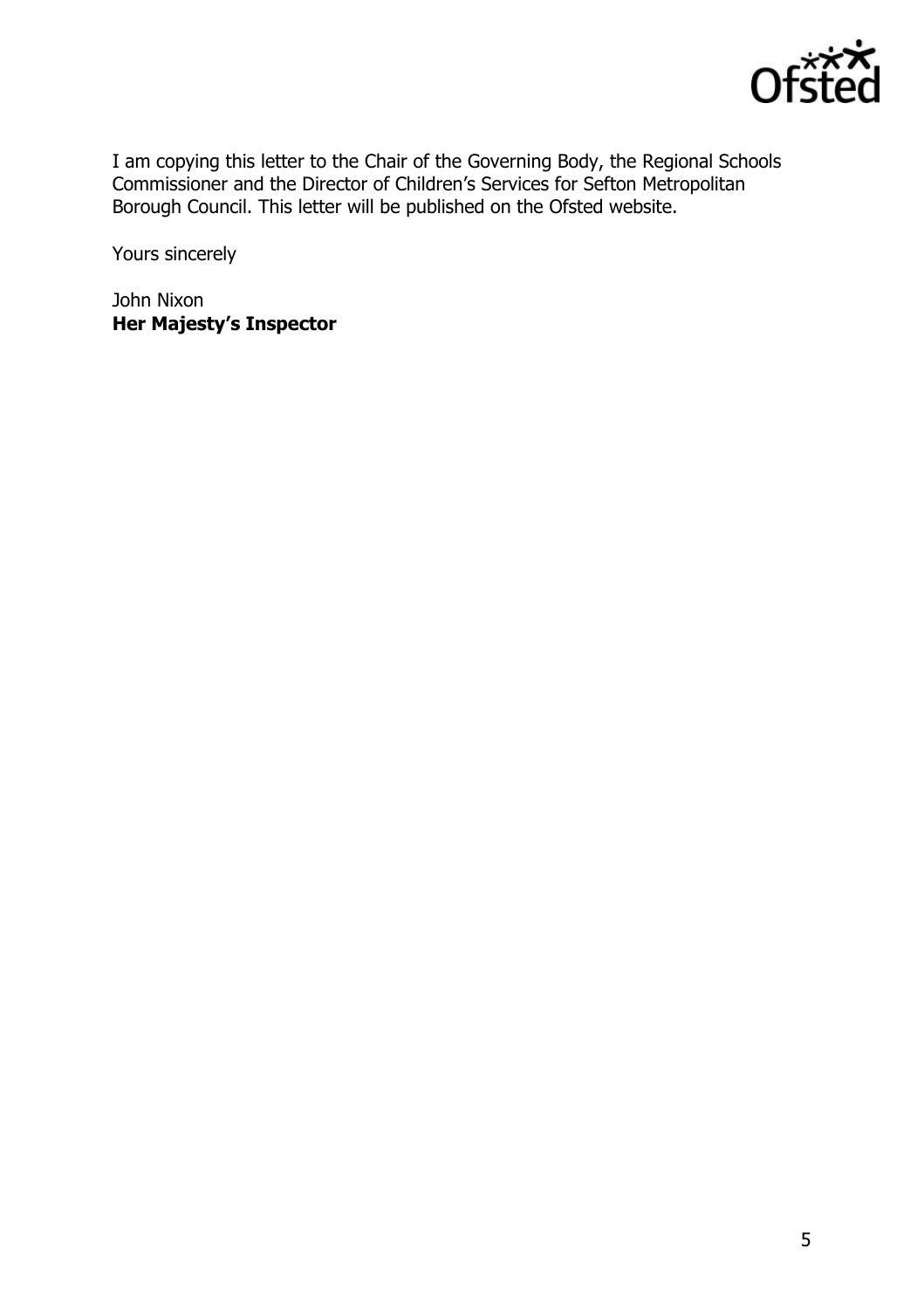I am copying this letter to the Chair of the Governing Body, the Regional Schools Commissioner and the Director of Children's Services for Sefton Metropolitan Borough Council. This letter will be published on the Ofsted website.

Yours sincerely

John Nixon
**Her Majesty's Inspector**